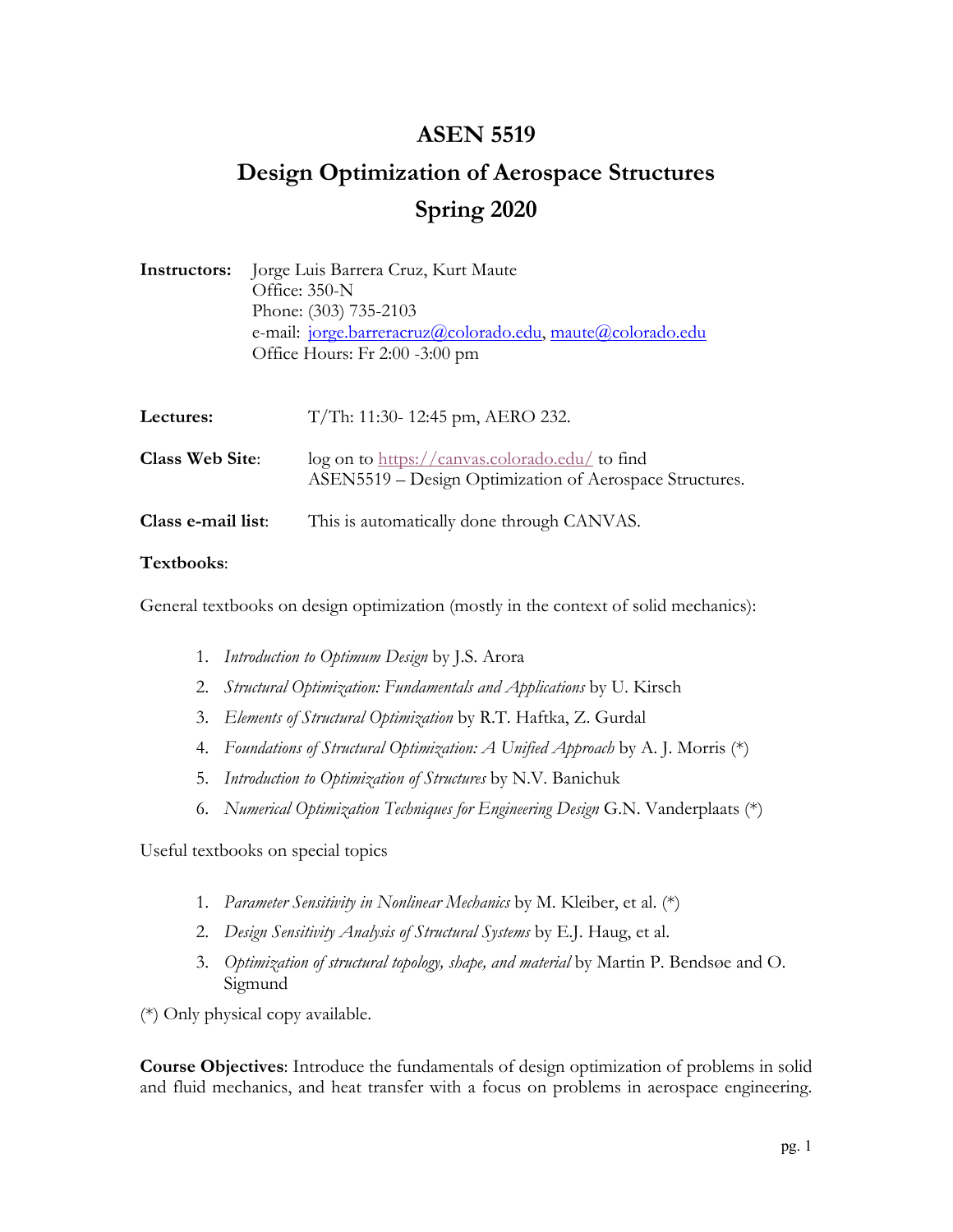# ASEN 5519

# Design Optimization of Aerospace Structures

# Spring 2020

**Instructors:** Jorge Luis Barrera Cruz, Kurt Maute
Office: 350-N
Phone: (303) 735-2103
e-mail: jorge.barreracruz@colorado.edu, maute@colorado.edu
Office Hours: Fr 2:00 -3:00 pm

**Lectures:** T/Th: 11:30- 12:45 pm, AERO 232.

**Class Web Site**: log on to https://canvas.colorado.edu/ to find ASEN5519 – Design Optimization of Aerospace Structures.

**Class e-mail list**: This is automatically done through CANVAS.

**Textbooks**:

General textbooks on design optimization (mostly in the context of solid mechanics):

1. *Introduction to Optimum Design* by J.S. Arora
2. *Structural Optimization: Fundamentals and Applications* by U. Kirsch
3. *Elements of Structural Optimization* by R.T. Haftka, Z. Gurdal
4. *Foundations of Structural Optimization: A Unified Approach* by A. J. Morris (*)
5. *Introduction to Optimization of Structures* by N.V. Banichuk
6. *Numerical Optimization Techniques for Engineering Design* G.N. Vanderplaats (*)

Useful textbooks on special topics

1. *Parameter Sensitivity in Nonlinear Mechanics* by M. Kleiber, et al. (*)
2. *Design Sensitivity Analysis of Structural Systems* by E.J. Haug, et al.
3. *Optimization of structural topology, shape, and material* by Martin P. Bendsøe and O. Sigmund

(*) Only physical copy available.

**Course Objectives**: Introduce the fundamentals of design optimization of problems in solid and fluid mechanics, and heat transfer with a focus on problems in aerospace engineering.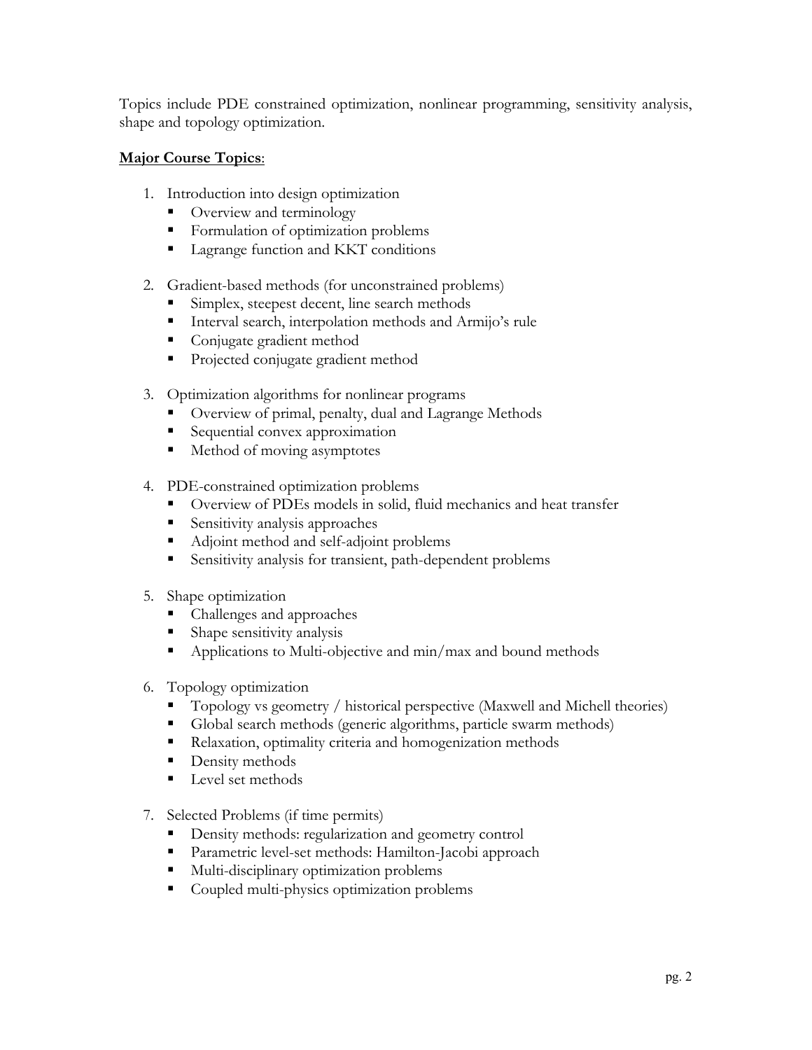Topics include PDE constrained optimization, nonlinear programming, sensitivity analysis, shape and topology optimization.

**<u>Major Course Topics</u>**:

1. Introduction into design optimization
   - Overview and terminology
   - Formulation of optimization problems
   - Lagrange function and KKT conditions

2. Gradient-based methods (for unconstrained problems)
   - Simplex, steepest decent, line search methods
   - Interval search, interpolation methods and Armijo's rule
   - Conjugate gradient method
   - Projected conjugate gradient method

3. Optimization algorithms for nonlinear programs
   - Overview of primal, penalty, dual and Lagrange Methods
   - Sequential convex approximation
   - Method of moving asymptotes

4. PDE-constrained optimization problems
   - Overview of PDEs models in solid, fluid mechanics and heat transfer
   - Sensitivity analysis approaches
   - Adjoint method and self-adjoint problems
   - Sensitivity analysis for transient, path-dependent problems

5. Shape optimization
   - Challenges and approaches
   - Shape sensitivity analysis
   - Applications to Multi-objective and min/max and bound methods

6. Topology optimization
   - Topology vs geometry / historical perspective (Maxwell and Michell theories)
   - Global search methods (generic algorithms, particle swarm methods)
   - Relaxation, optimality criteria and homogenization methods
   - Density methods
   - Level set methods

7. Selected Problems (if time permits)
   - Density methods: regularization and geometry control
   - Parametric level-set methods: Hamilton-Jacobi approach
   - Multi-disciplinary optimization problems
   - Coupled multi-physics optimization problems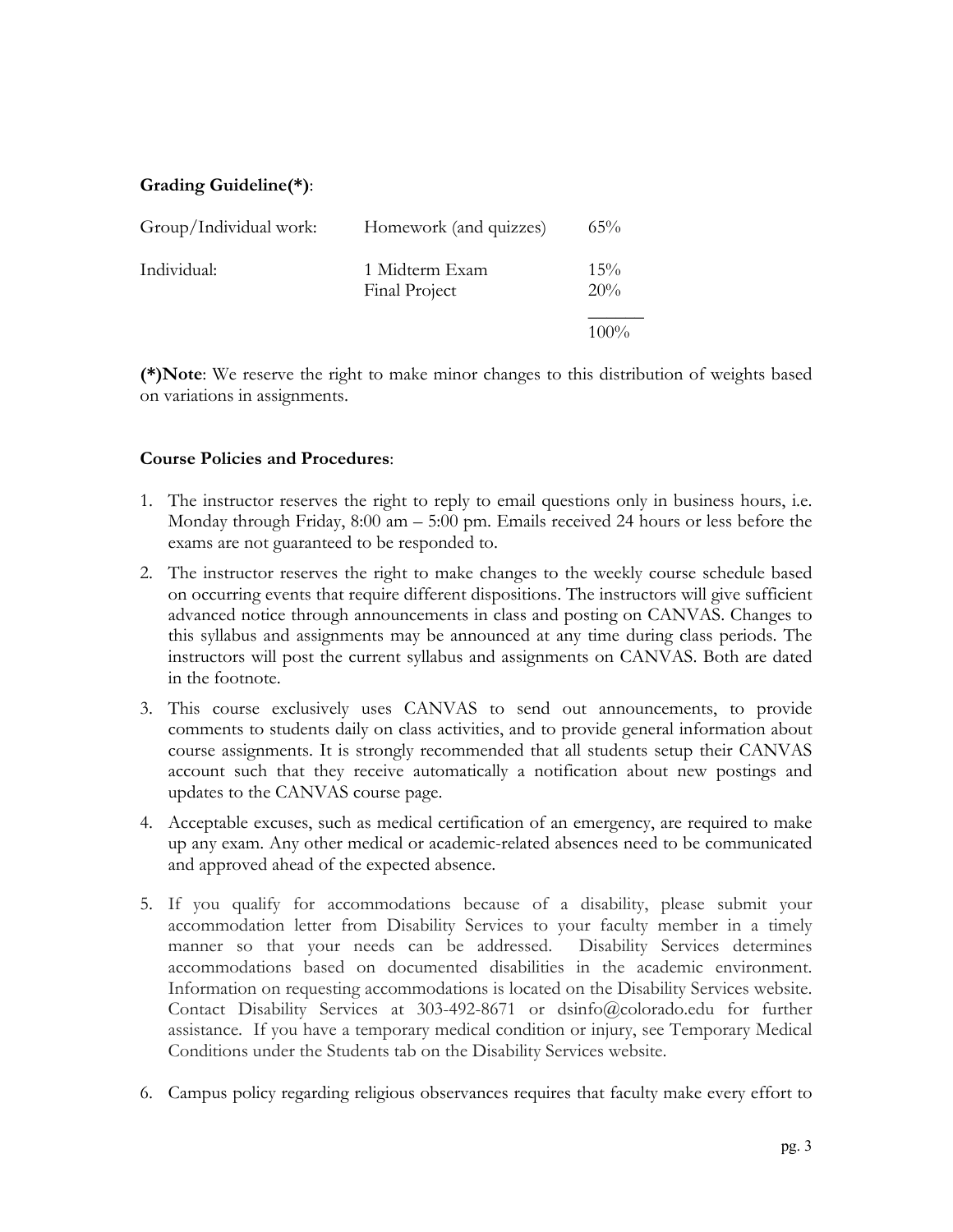**Grading Guideline(*)**:

| | | |
|---|---|---|
| Group/Individual work: | Homework (and quizzes) | 65% |
| Individual: | 1 Midterm Exam | 15% |
| | Final Project | 20% |
| | | 100% |

**(*)Note**: We reserve the right to make minor changes to this distribution of weights based on variations in assignments.

**Course Policies and Procedures**:

1. The instructor reserves the right to reply to email questions only in business hours, i.e. Monday through Friday, 8:00 am – 5:00 pm. Emails received 24 hours or less before the exams are not guaranteed to be responded to.
2. The instructor reserves the right to make changes to the weekly course schedule based on occurring events that require different dispositions. The instructors will give sufficient advanced notice through announcements in class and posting on CANVAS. Changes to this syllabus and assignments may be announced at any time during class periods. The instructors will post the current syllabus and assignments on CANVAS. Both are dated in the footnote.
3. This course exclusively uses CANVAS to send out announcements, to provide comments to students daily on class activities, and to provide general information about course assignments. It is strongly recommended that all students setup their CANVAS account such that they receive automatically a notification about new postings and updates to the CANVAS course page.
4. Acceptable excuses, such as medical certification of an emergency, are required to make up any exam. Any other medical or academic-related absences need to be communicated and approved ahead of the expected absence.
5. If you qualify for accommodations because of a disability, please submit your accommodation letter from Disability Services to your faculty member in a timely manner so that your needs can be addressed. Disability Services determines accommodations based on documented disabilities in the academic environment. Information on requesting accommodations is located on the Disability Services website. Contact Disability Services at 303-492-8671 or dsinfo@colorado.edu for further assistance. If you have a temporary medical condition or injury, see Temporary Medical Conditions under the Students tab on the Disability Services website.
6. Campus policy regarding religious observances requires that faculty make every effort to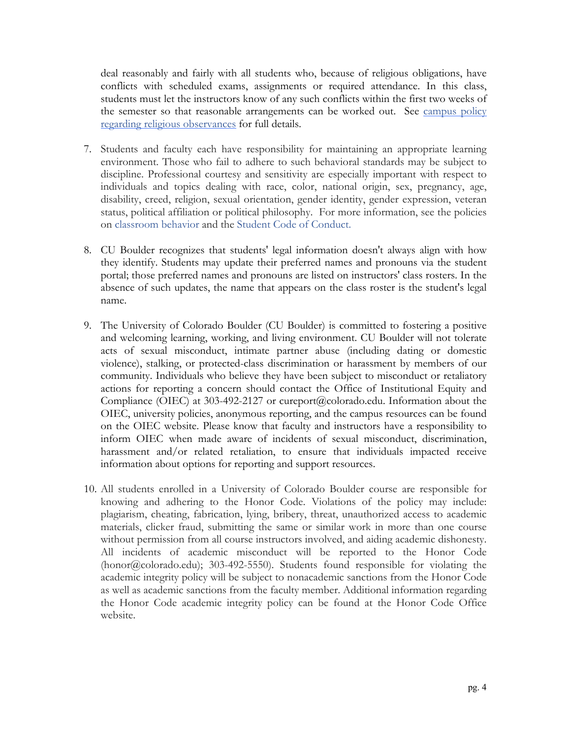deal reasonably and fairly with all students who, because of religious obligations, have conflicts with scheduled exams, assignments or required attendance. In this class, students must let the instructors know of any such conflicts within the first two weeks of the semester so that reasonable arrangements can be worked out. See campus policy regarding religious observances for full details.

7. Students and faculty each have responsibility for maintaining an appropriate learning environment. Those who fail to adhere to such behavioral standards may be subject to discipline. Professional courtesy and sensitivity are especially important with respect to individuals and topics dealing with race, color, national origin, sex, pregnancy, age, disability, creed, religion, sexual orientation, gender identity, gender expression, veteran status, political affiliation or political philosophy. For more information, see the policies on classroom behavior and the Student Code of Conduct.

8. CU Boulder recognizes that students' legal information doesn't always align with how they identify. Students may update their preferred names and pronouns via the student portal; those preferred names and pronouns are listed on instructors' class rosters. In the absence of such updates, the name that appears on the class roster is the student's legal name.

9. The University of Colorado Boulder (CU Boulder) is committed to fostering a positive and welcoming learning, working, and living environment. CU Boulder will not tolerate acts of sexual misconduct, intimate partner abuse (including dating or domestic violence), stalking, or protected-class discrimination or harassment by members of our community. Individuals who believe they have been subject to misconduct or retaliatory actions for reporting a concern should contact the Office of Institutional Equity and Compliance (OIEC) at 303-492-2127 or cureport@colorado.edu. Information about the OIEC, university policies, anonymous reporting, and the campus resources can be found on the OIEC website. Please know that faculty and instructors have a responsibility to inform OIEC when made aware of incidents of sexual misconduct, discrimination, harassment and/or related retaliation, to ensure that individuals impacted receive information about options for reporting and support resources.

10. All students enrolled in a University of Colorado Boulder course are responsible for knowing and adhering to the Honor Code. Violations of the policy may include: plagiarism, cheating, fabrication, lying, bribery, threat, unauthorized access to academic materials, clicker fraud, submitting the same or similar work in more than one course without permission from all course instructors involved, and aiding academic dishonesty. All incidents of academic misconduct will be reported to the Honor Code (honor@colorado.edu); 303-492-5550). Students found responsible for violating the academic integrity policy will be subject to nonacademic sanctions from the Honor Code as well as academic sanctions from the faculty member. Additional information regarding the Honor Code academic integrity policy can be found at the Honor Code Office website.